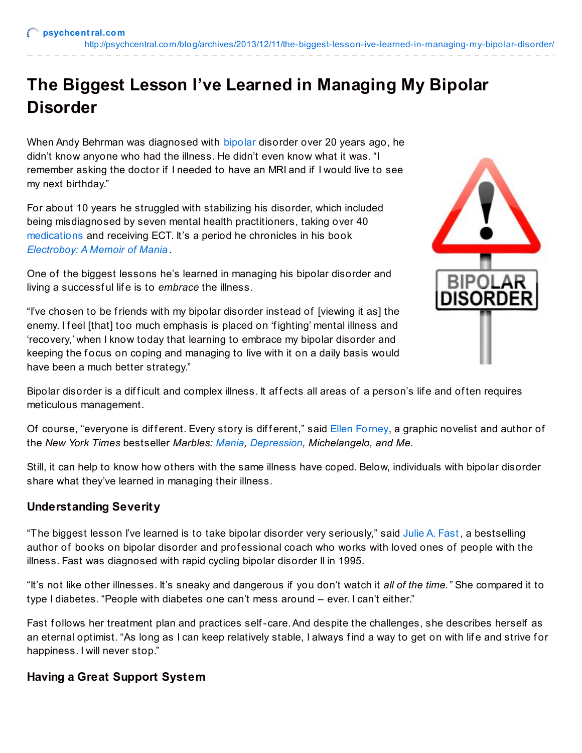psychcentral.com
http://psychcentral.com/blog/archives/2013/12/11/the-biggest-lesson-ive-learned-in-managing-my-bipolar-disorder/

# The Biggest Lesson I've Learned in Managing My Bipolar Disorder

When Andy Behrman was diagnosed with bipolar disorder over 20 years ago, he didn't know anyone who had the illness. He didn't even know what it was. "I remember asking the doctor if I needed to have an MRI and if I would live to see my next birthday."

For about 10 years he struggled with stabilizing his disorder, which included being misdiagnosed by seven mental health practitioners, taking over 40 medications and receiving ECT. It's a period he chronicles in his book *Electroboy: A Memoir of Mania*.

One of the biggest lessons he's learned in managing his bipolar disorder and living a successful life is to *embrace* the illness.

"I've chosen to be friends with my bipolar disorder instead of [viewing it as] the enemy. I feel [that] too much emphasis is placed on 'fighting' mental illness and 'recovery,' when I know today that learning to embrace my bipolar disorder and keeping the focus on coping and managing to live with it on a daily basis would have been a much better strategy."

Bipolar disorder is a difficult and complex illness. It affects all areas of a person's life and often requires meticulous management.

Of course, "everyone is different. Every story is different," said Ellen Forney, a graphic novelist and author of the *New York Times* bestseller *Marbles: Mania, Depression, Michelangelo, and Me.*

Still, it can help to know how others with the same illness have coped. Below, individuals with bipolar disorder share what they've learned in managing their illness.

### Understanding Severity

"The biggest lesson I've learned is to take bipolar disorder very seriously," said Julie A. Fast, a bestselling author of books on bipolar disorder and professional coach who works with loved ones of people with the illness. Fast was diagnosed with rapid cycling bipolar disorder II in 1995.

"It's not like other illnesses. It's sneaky and dangerous if you don't watch it *all of the time."* She compared it to type I diabetes. "People with diabetes one can't mess around – ever. I can't either."

Fast follows her treatment plan and practices self-care. And despite the challenges, she describes herself as an eternal optimist. "As long as I can keep relatively stable, I always find a way to get on with life and strive for happiness. I will never stop."

### Having a Great Support System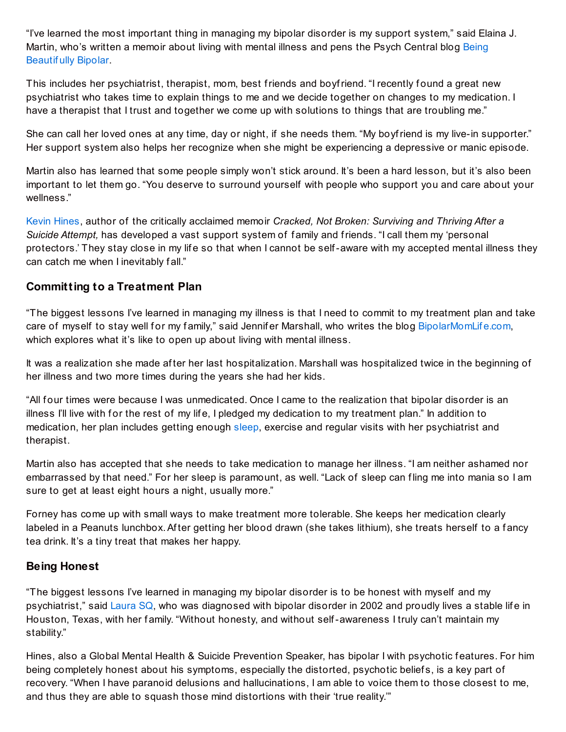"I've learned the most important thing in managing my bipolar disorder is my support system," said Elaina J. Martin, who's written a memoir about living with mental illness and pens the Psych Central blog Being Beautifully Bipolar.

This includes her psychiatrist, therapist, mom, best friends and boyfriend. "I recently found a great new psychiatrist who takes time to explain things to me and we decide together on changes to my medication. I have a therapist that I trust and together we come up with solutions to things that are troubling me."

She can call her loved ones at any time, day or night, if she needs them. "My boyfriend is my live-in supporter." Her support system also helps her recognize when she might be experiencing a depressive or manic episode.

Martin also has learned that some people simply won't stick around. It's been a hard lesson, but it's also been important to let them go. "You deserve to surround yourself with people who support you and care about your wellness."

Kevin Hines, author of the critically acclaimed memoir *Cracked, Not Broken: Surviving and Thriving After a Suicide Attempt,* has developed a vast support system of family and friends. "I call them my 'personal protectors.' They stay close in my life so that when I cannot be self-aware with my accepted mental illness they can catch me when I inevitably fall."

### Committing to a Treatment Plan

"The biggest lessons I've learned in managing my illness is that I need to commit to my treatment plan and take care of myself to stay well for my family," said Jennifer Marshall, who writes the blog BipolarMomLife.com, which explores what it's like to open up about living with mental illness.

It was a realization she made after her last hospitalization. Marshall was hospitalized twice in the beginning of her illness and two more times during the years she had her kids.

"All four times were because I was unmedicated. Once I came to the realization that bipolar disorder is an illness I'll live with for the rest of my life, I pledged my dedication to my treatment plan." In addition to medication, her plan includes getting enough sleep, exercise and regular visits with her psychiatrist and therapist.

Martin also has accepted that she needs to take medication to manage her illness. "I am neither ashamed nor embarrassed by that need." For her sleep is paramount, as well. "Lack of sleep can fling me into mania so I am sure to get at least eight hours a night, usually more."

Forney has come up with small ways to make treatment more tolerable. She keeps her medication clearly labeled in a Peanuts lunchbox. After getting her blood drawn (she takes lithium), she treats herself to a fancy tea drink. It's a tiny treat that makes her happy.

### Being Honest

"The biggest lessons I've learned in managing my bipolar disorder is to be honest with myself and my psychiatrist," said Laura SQ, who was diagnosed with bipolar disorder in 2002 and proudly lives a stable life in Houston, Texas, with her family. "Without honesty, and without self-awareness I truly can't maintain my stability."

Hines, also a Global Mental Health & Suicide Prevention Speaker, has bipolar I with psychotic features. For him being completely honest about his symptoms, especially the distorted, psychotic beliefs, is a key part of recovery. "When I have paranoid delusions and hallucinations, I am able to voice them to those closest to me, and thus they are able to squash those mind distortions with their 'true reality.'"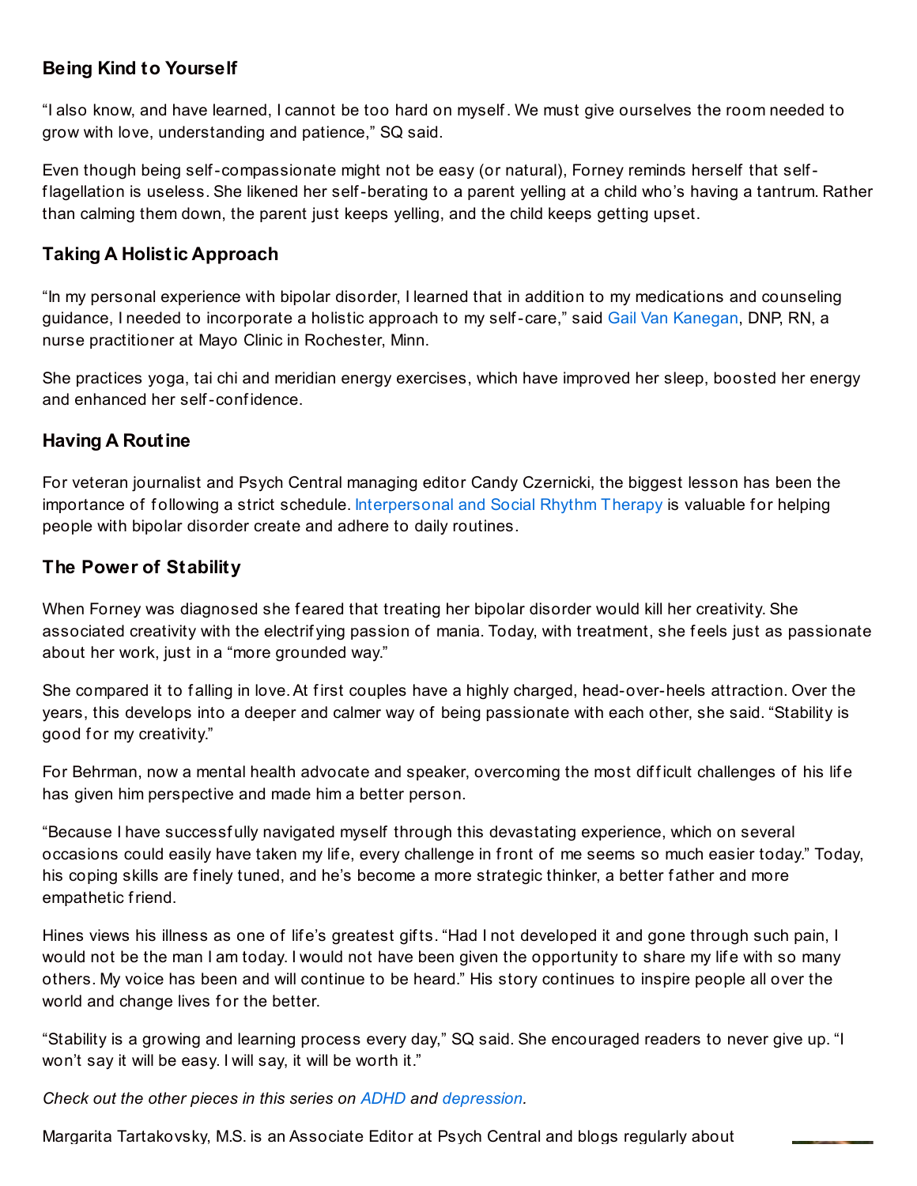### Being Kind to Yourself

"I also know, and have learned, I cannot be too hard on myself. We must give ourselves the room needed to grow with love, understanding and patience," SQ said.

Even though being self-compassionate might not be easy (or natural), Forney reminds herself that self-flagellation is useless. She likened her self-berating to a parent yelling at a child who's having a tantrum. Rather than calming them down, the parent just keeps yelling, and the child keeps getting upset.

### Taking A Holistic Approach

"In my personal experience with bipolar disorder, I learned that in addition to my medications and counseling guidance, I needed to incorporate a holistic approach to my self-care," said Gail Van Kanegan, DNP, RN, a nurse practitioner at Mayo Clinic in Rochester, Minn.

She practices yoga, tai chi and meridian energy exercises, which have improved her sleep, boosted her energy and enhanced her self-confidence.

### Having A Routine

For veteran journalist and Psych Central managing editor Candy Czernicki, the biggest lesson has been the importance of following a strict schedule. Interpersonal and Social Rhythm Therapy is valuable for helping people with bipolar disorder create and adhere to daily routines.

### The Power of Stability

When Forney was diagnosed she feared that treating her bipolar disorder would kill her creativity. She associated creativity with the electrifying passion of mania. Today, with treatment, she feels just as passionate about her work, just in a "more grounded way."

She compared it to falling in love. At first couples have a highly charged, head-over-heels attraction. Over the years, this develops into a deeper and calmer way of being passionate with each other, she said. "Stability is good for my creativity."

For Behrman, now a mental health advocate and speaker, overcoming the most difficult challenges of his life has given him perspective and made him a better person.

"Because I have successfully navigated myself through this devastating experience, which on several occasions could easily have taken my life, every challenge in front of me seems so much easier today." Today, his coping skills are finely tuned, and he's become a more strategic thinker, a better father and more empathetic friend.

Hines views his illness as one of life's greatest gifts. "Had I not developed it and gone through such pain, I would not be the man I am today. I would not have been given the opportunity to share my life with so many others. My voice has been and will continue to be heard." His story continues to inspire people all over the world and change lives for the better.

"Stability is a growing and learning process every day," SQ said. She encouraged readers to never give up. "I won't say it will be easy. I will say, it will be worth it."

*Check out the other pieces in this series on ADHD and depression.*

Margarita Tartakovsky, M.S. is an Associate Editor at Psych Central and blogs regularly about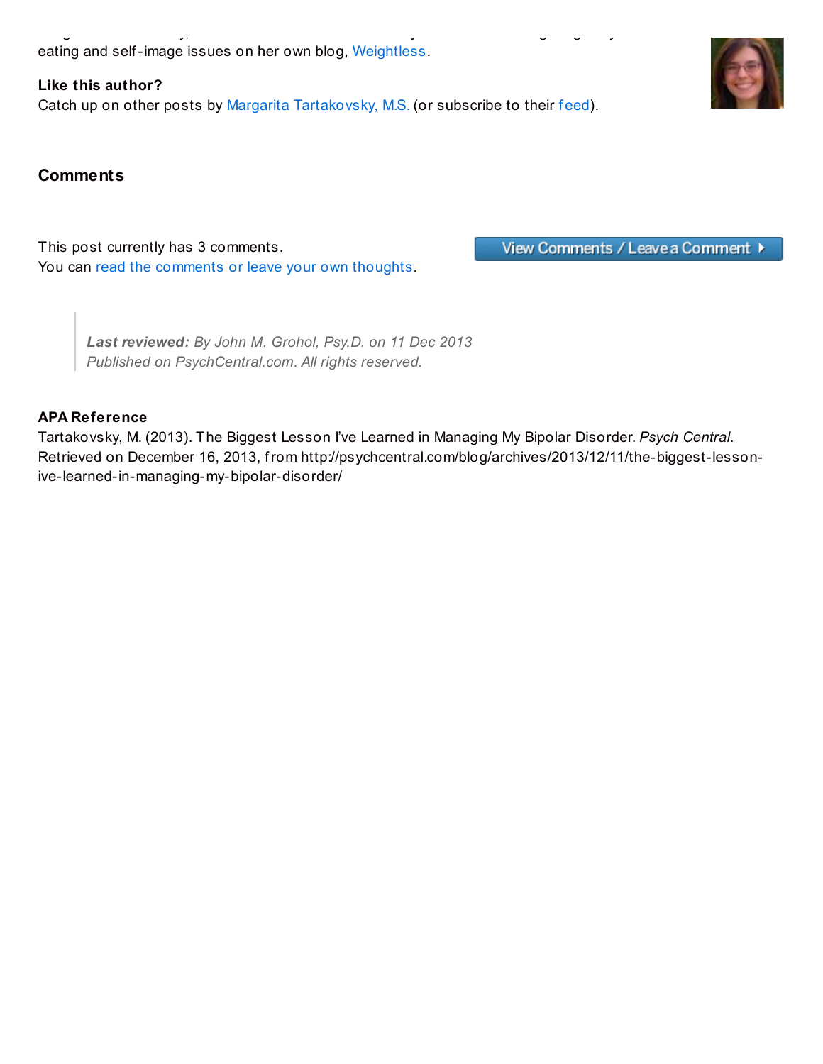eating and self-image issues on her own blog, Weightless.

**Like this author?**
Catch up on other posts by Margarita Tartakovsky, M.S. (or subscribe to their feed).

### Comments

This post currently has 3 comments.
You can read the comments or leave your own thoughts.

View Comments / Leave a Comment

> ***Last reviewed:*** *By John M. Grohol, Psy.D. on 11 Dec 2013*
> *Published on PsychCentral.com. All rights reserved.*

**APA Reference**
Tartakovsky, M. (2013). The Biggest Lesson I've Learned in Managing My Bipolar Disorder. *Psych Central*. Retrieved on December 16, 2013, from http://psychcentral.com/blog/archives/2013/12/11/the-biggest-lesson-ive-learned-in-managing-my-bipolar-disorder/